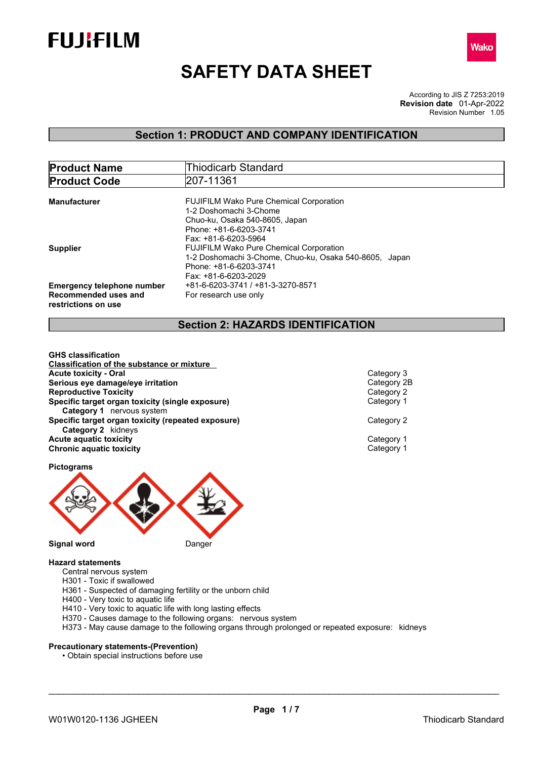FUJIFILM

Wako

# SAFETY DATA SHEET

According to JIS Z 7253:2019
**Revision date** 01-Apr-2022
Revision Number 1.05

## Section 1: PRODUCT AND COMPANY IDENTIFICATION

| **Product Name** | Thiodicarb Standard |
|---|---|
| **Product Code** | 207-11361 |

**Manufacturer**
FUJIFILM Wako Pure Chemical Corporation
1-2 Doshomachi 3-Chome
Chuo-ku, Osaka 540-8605, Japan
Phone: +81-6-6203-3741
Fax: +81-6-6203-5964

**Supplier**
FUJIFILM Wako Pure Chemical Corporation
1-2 Doshomachi 3-Chome, Chuo-ku, Osaka 540-8605, Japan
Phone: +81-6-6203-3741
Fax: +81-6-6203-2029

**Emergency telephone number** +81-6-6203-3741 / +81-3-3270-8571

**Recommended uses and restrictions on use** For research use only

## Section 2: HAZARDS IDENTIFICATION

**GHS classification**

**Classification of the substance or mixture**

| | |
|---|---|
| **Acute toxicity - Oral** | Category 3 |
| **Serious eye damage/eye irritation** | Category 2B |
| **Reproductive Toxicity** | Category 2 |
| **Specific target organ toxicity (single exposure)** | Category 1 |
| **Category 1** nervous system | |
| **Specific target organ toxicity (repeated exposure)** | Category 2 |
| **Category 2** kidneys | |
| **Acute aquatic toxicity** | Category 1 |
| **Chronic aquatic toxicity** | Category 1 |

**Pictograms**

**Signal word** Danger

**Hazard statements**

Central nervous system
H301 - Toxic if swallowed
H361 - Suspected of damaging fertility or the unborn child
H400 - Very toxic to aquatic life
H410 - Very toxic to aquatic life with long lasting effects
H370 - Causes damage to the following organs: nervous system
H373 - May cause damage to the following organs through prolonged or repeated exposure: kidneys

**Precautionary statements-(Prevention)**

- Obtain special instructions before use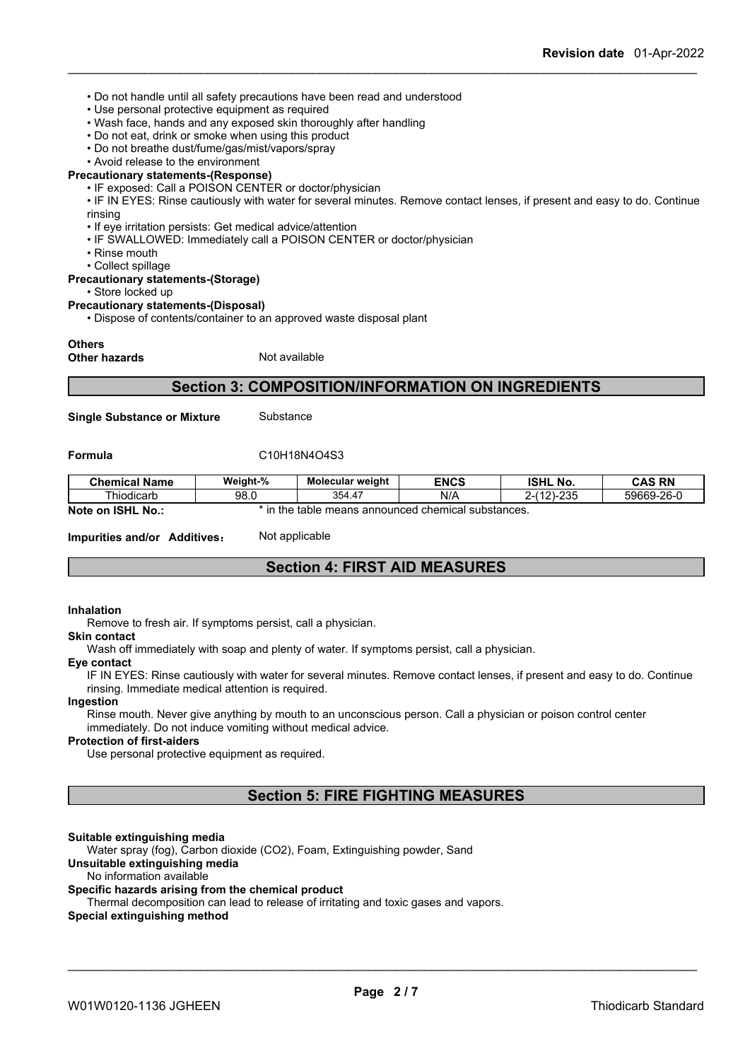- Do not handle until all safety precautions have been read and understood
- Use personal protective equipment as required
- Wash face, hands and any exposed skin thoroughly after handling
- Do not eat, drink or smoke when using this product
- Do not breathe dust/fume/gas/mist/vapors/spray
- Avoid release to the environment

**Precautionary statements-(Response)**

- IF exposed: Call a POISON CENTER or doctor/physician
- IF IN EYES: Rinse cautiously with water for several minutes. Remove contact lenses, if present and easy to do. Continue rinsing
- If eye irritation persists: Get medical advice/attention
- IF SWALLOWED: Immediately call a POISON CENTER or doctor/physician
- Rinse mouth
- Collect spillage

**Precautionary statements-(Storage)**

- Store locked up

**Precautionary statements-(Disposal)**

- Dispose of contents/container to an approved waste disposal plant

**Others**

**Other hazards** Not available

## Section 3: COMPOSITION/INFORMATION ON INGREDIENTS

**Single Substance or Mixture** Substance

**Formula** C10H18N4O4S3

| Chemical Name | Weight-% | Molecular weight | ENCS | ISHL No. | CAS RN |
|---|---|---|---|---|---|
| Thiodicarb | 98.0 | 354.47 | N/A | 2-(12)-235 | 59669-26-0 |

**Note on ISHL No.:** * in the table means announced chemical substances.

**Impurities and/or Additives:** Not applicable

## Section 4: FIRST AID MEASURES

**Inhalation**

Remove to fresh air. If symptoms persist, call a physician.

**Skin contact**

Wash off immediately with soap and plenty of water. If symptoms persist, call a physician.

**Eye contact**

IF IN EYES: Rinse cautiously with water for several minutes. Remove contact lenses, if present and easy to do. Continue rinsing. Immediate medical attention is required.

**Ingestion**

Rinse mouth. Never give anything by mouth to an unconscious person. Call a physician or poison control center immediately. Do not induce vomiting without medical advice.

**Protection of first-aiders**

Use personal protective equipment as required.

## Section 5: FIRE FIGHTING MEASURES

**Suitable extinguishing media**

Water spray (fog), Carbon dioxide (CO2), Foam, Extinguishing powder, Sand

**Unsuitable extinguishing media**

No information available

**Specific hazards arising from the chemical product**

Thermal decomposition can lead to release of irritating and toxic gases and vapors.

**Special extinguishing method**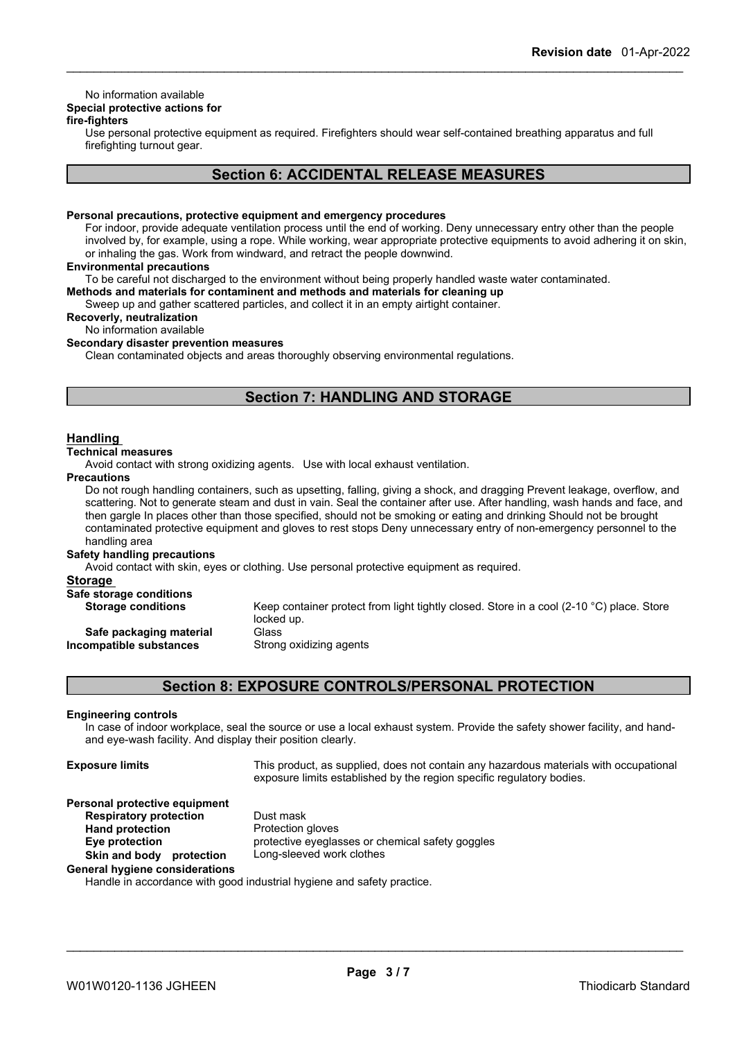No information available

**Special protective actions for fire-fighters**

Use personal protective equipment as required. Firefighters should wear self-contained breathing apparatus and full firefighting turnout gear.

## Section 6: ACCIDENTAL RELEASE MEASURES

**Personal precautions, protective equipment and emergency procedures**

For indoor, provide adequate ventilation process until the end of working. Deny unnecessary entry other than the people involved by, for example, using a rope. While working, wear appropriate protective equipments to avoid adhering it on skin, or inhaling the gas. Work from windward, and retract the people downwind.

**Environmental precautions**

To be careful not discharged to the environment without being properly handled waste water contaminated.

**Methods and materials for contaminent and methods and materials for cleaning up**

Sweep up and gather scattered particles, and collect it in an empty airtight container.

**Recoverly, neutralization**

No information available

**Secondary disaster prevention measures**

Clean contaminated objects and areas thoroughly observing environmental regulations.

## Section 7: HANDLING AND STORAGE

### Handling

**Technical measures**

Avoid contact with strong oxidizing agents. Use with local exhaust ventilation.

**Precautions**

Do not rough handling containers, such as upsetting, falling, giving a shock, and dragging Prevent leakage, overflow, and scattering. Not to generate steam and dust in vain. Seal the container after use. After handling, wash hands and face, and then gargle In places other than those specified, should not be smoking or eating and drinking Should not be brought contaminated protective equipment and gloves to rest stops Deny unnecessary entry of non-emergency personnel to the handling area

**Safety handling precautions**

Avoid contact with skin, eyes or clothing. Use personal protective equipment as required.

### Storage

**Safe storage conditions**

| | |
|---|---|
| **Storage conditions** | Keep container protect from light tightly closed. Store in a cool (2-10 °C) place. Store locked up. |
| **Safe packaging material** | Glass |
| **Incompatible substances** | Strong oxidizing agents |

## Section 8: EXPOSURE CONTROLS/PERSONAL PROTECTION

**Engineering controls**

In case of indoor workplace, seal the source or use a local exhaust system. Provide the safety shower facility, and hand- and eye-wash facility. And display their position clearly.

| | |
|---|---|
| **Exposure limits** | This product, as supplied, does not contain any hazardous materials with occupational exposure limits established by the region specific regulatory bodies. |

**Personal protective equipment**

| | |
|---|---|
| **Respiratory protection** | Dust mask |
| **Hand protection** | Protection gloves |
| **Eye protection** | protective eyeglasses or chemical safety goggles |
| **Skin and body protection** | Long-sleeved work clothes |

**General hygiene considerations**

Handle in accordance with good industrial hygiene and safety practice.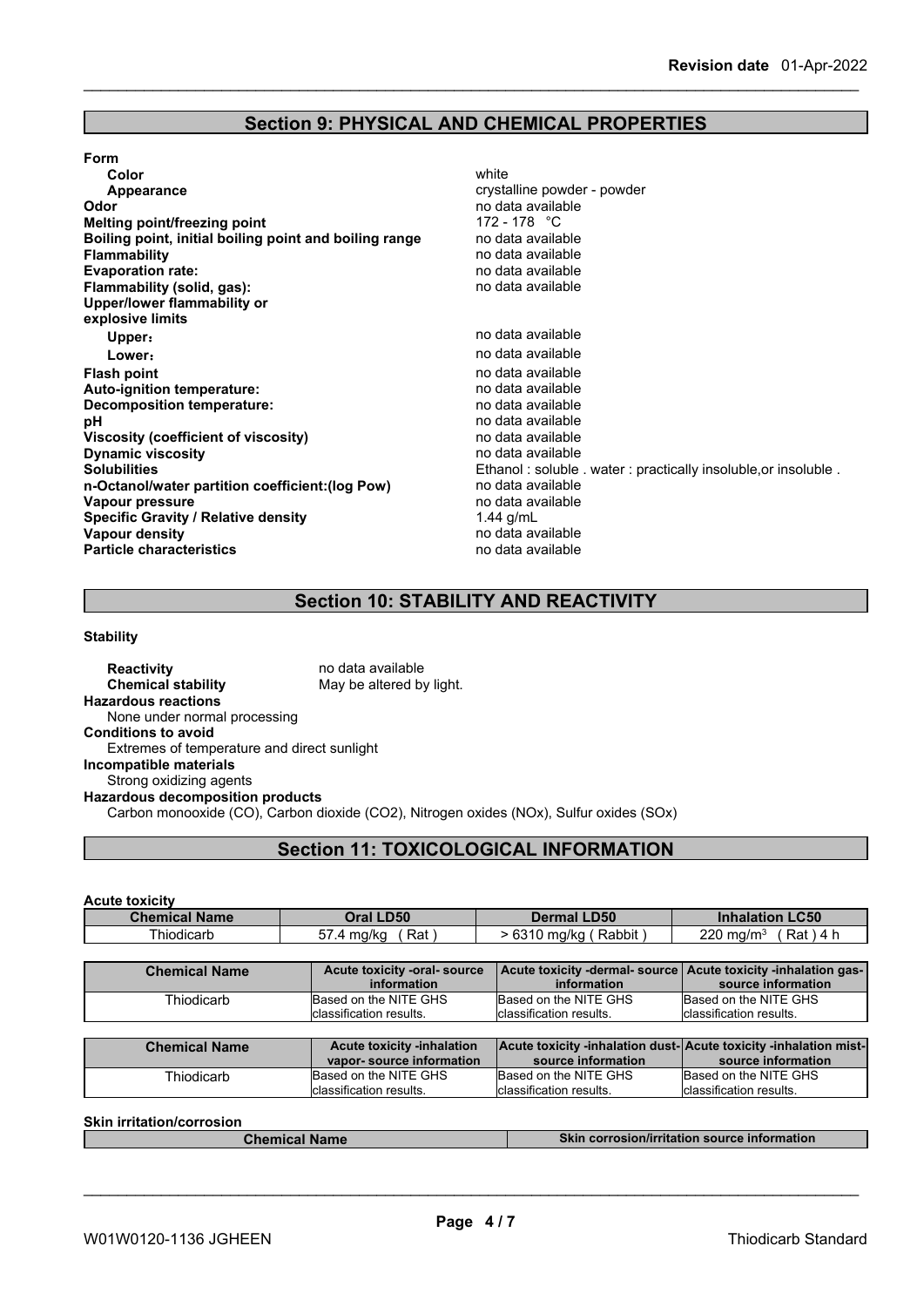## Section 9: PHYSICAL AND CHEMICAL PROPERTIES

**Form**

| | |
|---|---|
| **Color** | white |
| **Appearance** | crystalline powder - powder |
| **Odor** | no data available |
| **Melting point/freezing point** | 172 - 178 °C |
| **Boiling point, initial boiling point and boiling range** | no data available |
| **Flammability** | no data available |
| **Evaporation rate:** | no data available |
| **Flammability (solid, gas):** | no data available |
| **Upper/lower flammability or explosive limits** | |
| **Upper:** | no data available |
| **Lower:** | no data available |
| **Flash point** | no data available |
| **Auto-ignition temperature:** | no data available |
| **Decomposition temperature:** | no data available |
| **pH** | no data available |
| **Viscosity (coefficient of viscosity)** | no data available |
| **Dynamic viscosity** | no data available |
| **Solubilities** | Ethanol : soluble . water : practically insoluble,or insoluble . |
| **n-Octanol/water partition coefficient:(log Pow)** | no data available |
| **Vapour pressure** | no data available |
| **Specific Gravity / Relative density** | 1.44 g/mL |
| **Vapour density** | no data available |
| **Particle characteristics** | no data available |

## Section 10: STABILITY AND REACTIVITY

**Stability**

**Reactivity** no data available

**Chemical stability** May be altered by light.

**Hazardous reactions**

None under normal processing

**Conditions to avoid**

Extremes of temperature and direct sunlight

**Incompatible materials**

Strong oxidizing agents

**Hazardous decomposition products**

Carbon monooxide (CO), Carbon dioxide ($CO_2$), Nitrogen oxides (NOx), Sulfur oxides (SOx)

## Section 11: TOXICOLOGICAL INFORMATION

**Acute toxicity**

| Chemical Name | Oral LD50 | Dermal LD50 | Inhalation LC50 |
|---|---|---|---|
| Thiodicarb | 57.4 mg/kg ( Rat ) | > 6310 mg/kg ( Rabbit ) | 220 mg/m$^3$ ( Rat ) 4 h |

| Chemical Name | Acute toxicity -oral- source information | Acute toxicity -dermal- source information | Acute toxicity -inhalation gas- source information |
|---|---|---|---|
| Thiodicarb | Based on the NITE GHS classification results. | Based on the NITE GHS classification results. | Based on the NITE GHS classification results. |

| Chemical Name | Acute toxicity -inhalation vapor- source information | Acute toxicity -inhalation dust- source information | Acute toxicity -inhalation mist- source information |
|---|---|---|---|
| Thiodicarb | Based on the NITE GHS classification results. | Based on the NITE GHS classification results. | Based on the NITE GHS classification results. |

**Skin irritation/corrosion**

| Chemical Name | Skin corrosion/irritation source information |
|---|---|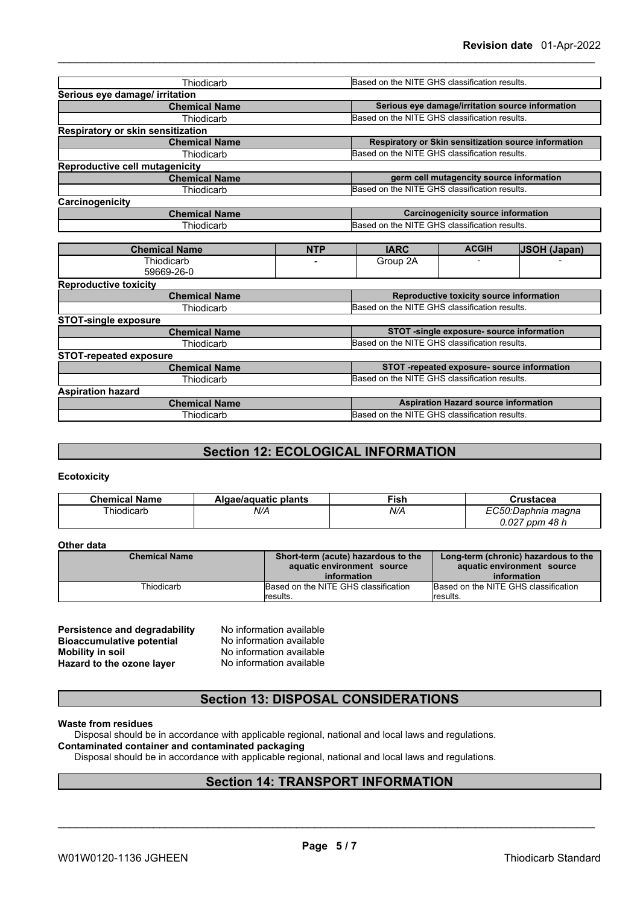| Thiodicarb | Based on the NITE GHS classification results. |
|---|---|

**Serious eye damage/ irritation**

| Chemical Name | Serious eye damage/irritation source information |
|---|---|
| Thiodicarb | Based on the NITE GHS classification results. |

**Respiratory or skin sensitization**

| Chemical Name | Respiratory or Skin sensitization source information |
|---|---|
| Thiodicarb | Based on the NITE GHS classification results. |

**Reproductive cell mutagenicity**

| Chemical Name | germ cell mutagencity source information |
|---|---|
| Thiodicarb | Based on the NITE GHS classification results. |

**Carcinogenicity**

| Chemical Name | Carcinogenicity source information |
|---|---|
| Thiodicarb | Based on the NITE GHS classification results. |

| Chemical Name | NTP | IARC | ACGIH | JSOH (Japan) |
|---|---|---|---|---|
| Thiodicarb 59669-26-0 | - | Group 2A | - | - |

**Reproductive toxicity**

| Chemical Name | Reproductive toxicity source information |
|---|---|
| Thiodicarb | Based on the NITE GHS classification results. |

**STOT-single exposure**

| Chemical Name | STOT -single exposure- source information |
|---|---|
| Thiodicarb | Based on the NITE GHS classification results. |

**STOT-repeated exposure**

| Chemical Name | STOT -repeated exposure- source information |
|---|---|
| Thiodicarb | Based on the NITE GHS classification results. |

**Aspiration hazard**

| Chemical Name | Aspiration Hazard source information |
|---|---|
| Thiodicarb | Based on the NITE GHS classification results. |

## Section 12: ECOLOGICAL INFORMATION

**Ecotoxicity**

| Chemical Name | Algae/aquatic plants | Fish | Crustacea |
|---|---|---|---|
| Thiodicarb | *N/A* | *N/A* | *EC50:Daphnia magna 0.027 ppm 48 h* |

**Other data**

| Chemical Name | Short-term (acute) hazardous to the aquatic environment source information | Long-term (chronic) hazardous to the aquatic environment source information |
|---|---|---|
| Thiodicarb | Based on the NITE GHS classification results. | Based on the NITE GHS classification results. |

**Persistence and degradability** No information available
**Bioaccumulative potential** No information available
**Mobility in soil** No information available
**Hazard to the ozone layer** No information available

## Section 13: DISPOSAL CONSIDERATIONS

**Waste from residues**
Disposal should be in accordance with applicable regional, national and local laws and regulations.
**Contaminated container and contaminated packaging**
Disposal should be in accordance with applicable regional, national and local laws and regulations.

## Section 14: TRANSPORT INFORMATION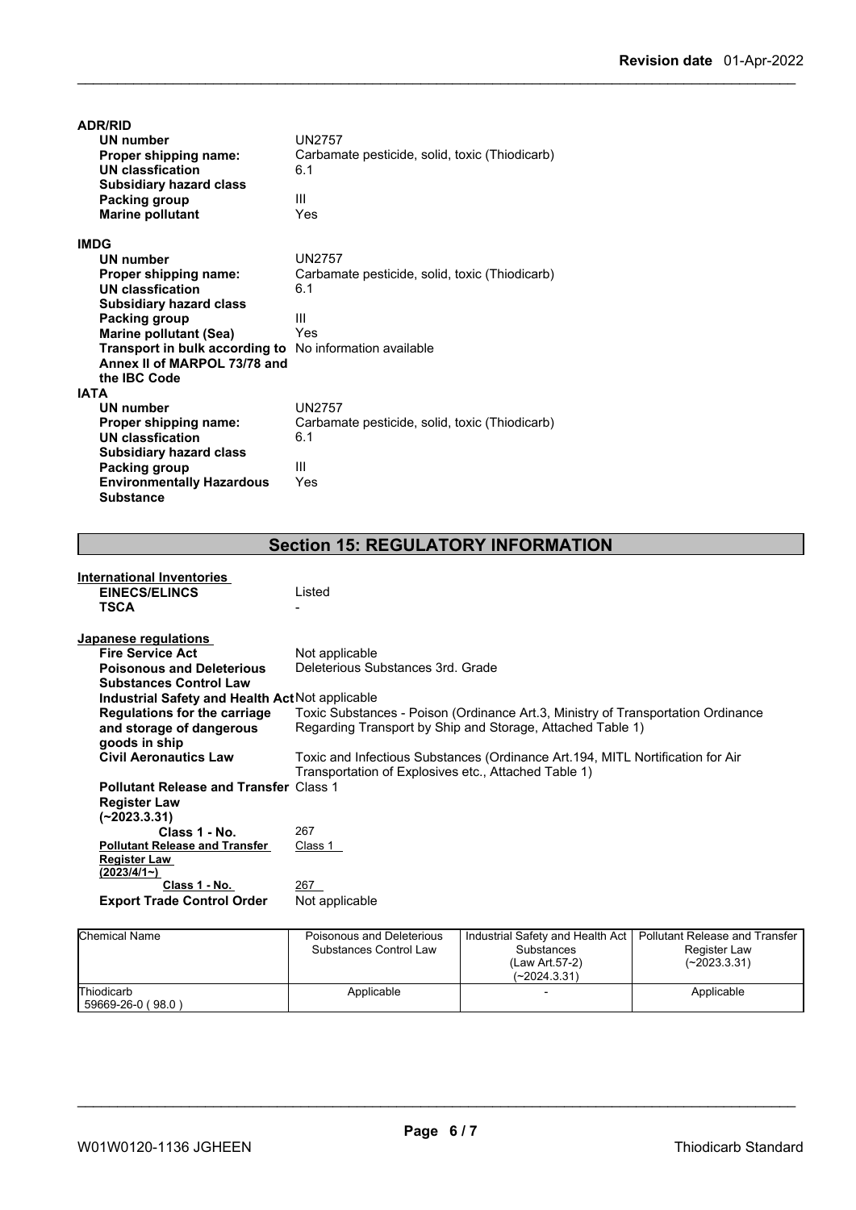**ADR/RID**

| | |
|---|---|
| **UN number** | UN2757 |
| **Proper shipping name:** | Carbamate pesticide, solid, toxic (Thiodicarb) |
| **UN classfication** | 6.1 |
| **Subsidiary hazard class** | |
| **Packing group** | III |
| **Marine pollutant** | Yes |

**IMDG**

| | |
|---|---|
| **UN number** | UN2757 |
| **Proper shipping name:** | Carbamate pesticide, solid, toxic (Thiodicarb) |
| **UN classfication** | 6.1 |
| **Subsidiary hazard class** | |
| **Packing group** | III |
| **Marine pollutant (Sea)** | Yes |
| **Transport in bulk according to Annex II of MARPOL 73/78 and the IBC Code** | No information available |

**IATA**

| | |
|---|---|
| **UN number** | UN2757 |
| **Proper shipping name:** | Carbamate pesticide, solid, toxic (Thiodicarb) |
| **UN classfication** | 6.1 |
| **Subsidiary hazard class** | |
| **Packing group** | III |
| **Environmentally Hazardous Substance** | Yes |

## Section 15: REGULATORY INFORMATION

**International Inventories**

| | |
|---|---|
| **EINECS/ELINCS** | Listed |
| **TSCA** | - |

**Japanese regulations**

| | |
|---|---|
| **Fire Service Act** | Not applicable |
| **Poisonous and Deleterious Substances Control Law** | Deleterious Substances 3rd. Grade |
| **Industrial Safety and Health Act** | Not applicable |
| **Regulations for the carriage and storage of dangerous goods in ship** | Toxic Substances - Poison (Ordinance Art.3, Ministry of Transportation Ordinance Regarding Transport by Ship and Storage, Attached Table 1) |
| **Civil Aeronautics Law** | Toxic and Infectious Substances (Ordinance Art.194, MITL Nortification for Air Transportation of Explosives etc., Attached Table 1) |
| **Pollutant Release and Transfer Register Law (~2023.3.31)** | Class 1 |
| **Class 1 - No.** | 267 |
| **Pollutant Release and Transfer Register Law (2023/4/1~)** | Class 1 |
| **Class 1 - No.** | 267 |
| **Export Trade Control Order** | Not applicable |

| Chemical Name | Poisonous and Deleterious Substances Control Law | Industrial Safety and Health Act Substances (Law Art.57-2) (~2024.3.31) | Pollutant Release and Transfer Register Law (~2023.3.31) |
|---|---|---|---|
| Thiodicarb 59669-26-0 ( 98.0 ) | Applicable | - | Applicable |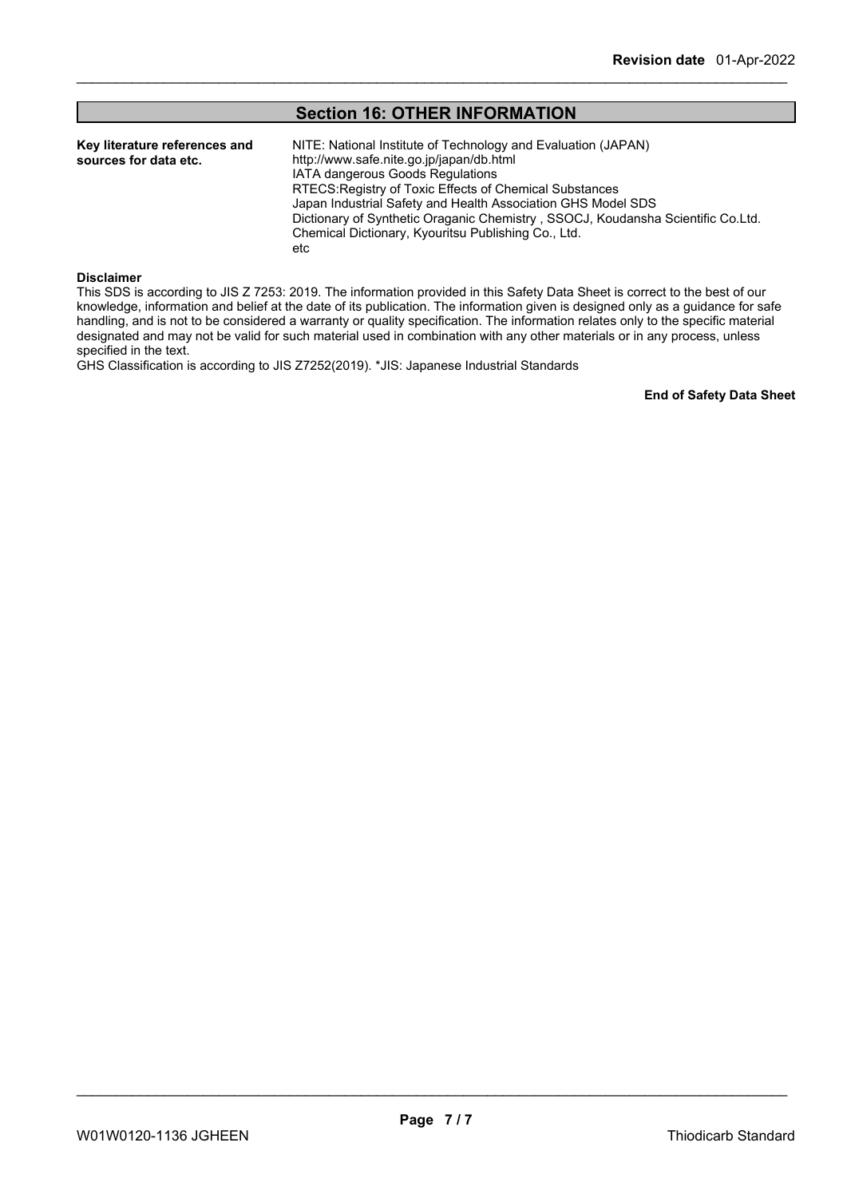## Section 16: OTHER INFORMATION

| | |
|---|---|
| **Key literature references and sources for data etc.** | NITE: National Institute of Technology and Evaluation (JAPAN)<br>http://www.safe.nite.go.jp/japan/db.html<br>IATA dangerous Goods Regulations<br>RTECS:Registry of Toxic Effects of Chemical Substances<br>Japan Industrial Safety and Health Association GHS Model SDS<br>Dictionary of Synthetic Oraganic Chemistry , SSOCJ, Koudansha Scientific Co.Ltd.<br>Chemical Dictionary, Kyouritsu Publishing Co., Ltd.<br>etc |

**Disclaimer**

This SDS is according to JIS Z 7253: 2019. The information provided in this Safety Data Sheet is correct to the best of our knowledge, information and belief at the date of its publication. The information given is designed only as a guidance for safe handling, and is not to be considered a warranty or quality specification. The information relates only to the specific material designated and may not be valid for such material used in combination with any other materials or in any process, unless specified in the text.

GHS Classification is according to JIS Z7252(2019). *JIS: Japanese Industrial Standards

**End of Safety Data Sheet**